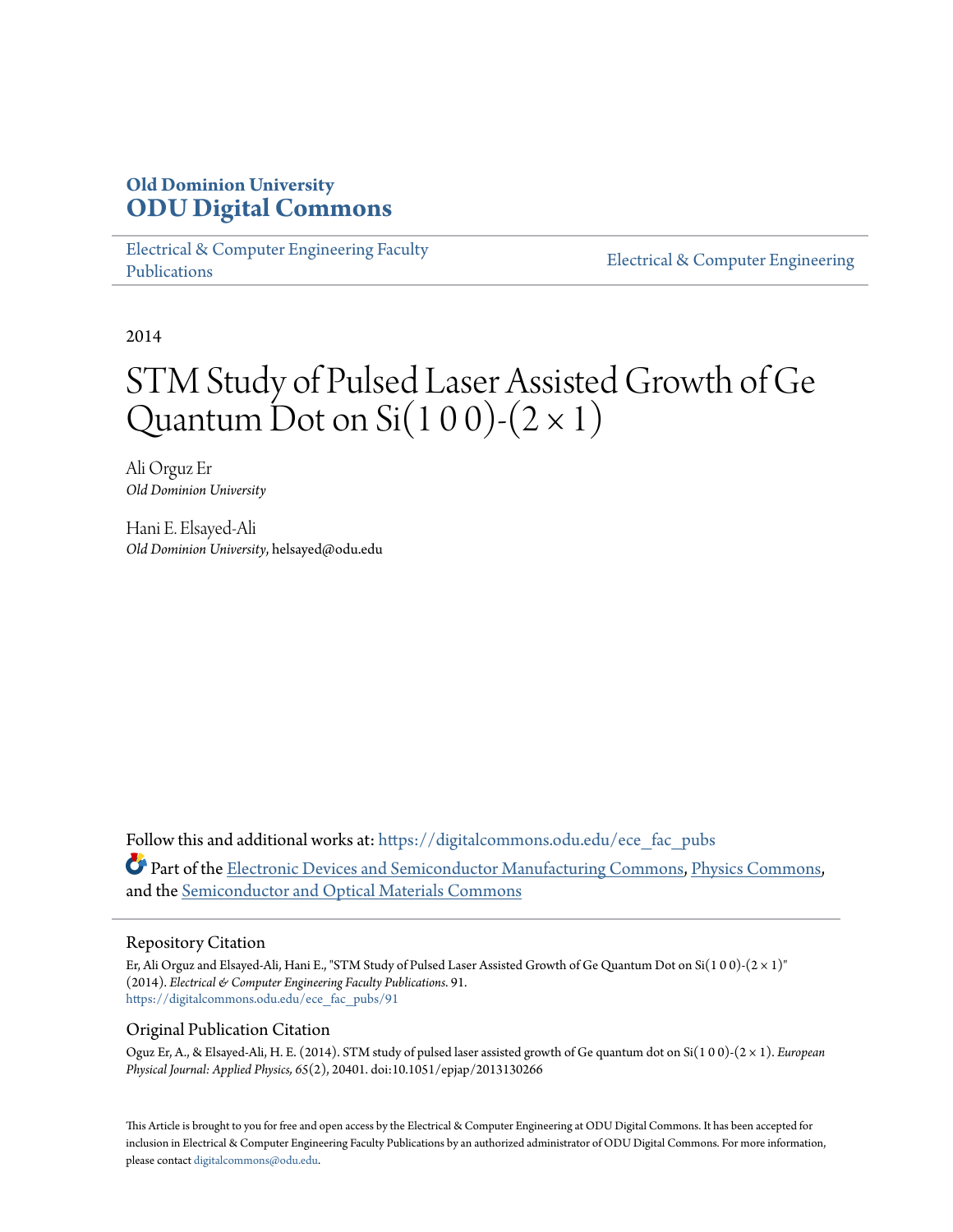**Old Dominion University**
**ODU Digital Commons**

Electrical & Computer Engineering Faculty Publications | Electrical & Computer Engineering

2014

# STM Study of Pulsed Laser Assisted Growth of Ge Quantum Dot on Si(1 0 0)-(2 × 1)

Ali Orguz Er
*Old Dominion University*

Hani E. Elsayed-Ali
*Old Dominion University*, helsayed@odu.edu

Follow this and additional works at: https://digitalcommons.odu.edu/ece_fac_pubs

Part of the Electronic Devices and Semiconductor Manufacturing Commons, Physics Commons, and the Semiconductor and Optical Materials Commons

## Repository Citation

Er, Ali Orguz and Elsayed-Ali, Hani E., "STM Study of Pulsed Laser Assisted Growth of Ge Quantum Dot on Si(1 0 0)-(2 × 1)" (2014). *Electrical & Computer Engineering Faculty Publications*. 91.
https://digitalcommons.odu.edu/ece_fac_pubs/91

## Original Publication Citation

Oguz Er, A., & Elsayed-Ali, H. E. (2014). STM study of pulsed laser assisted growth of Ge quantum dot on Si(1 0 0)-(2 × 1). *European Physical Journal: Applied Physics, 65*(2), 20401. doi:10.1051/epjap/2013130266

This Article is brought to you for free and open access by the Electrical & Computer Engineering at ODU Digital Commons. It has been accepted for inclusion in Electrical & Computer Engineering Faculty Publications by an authorized administrator of ODU Digital Commons. For more information, please contact digitalcommons@odu.edu.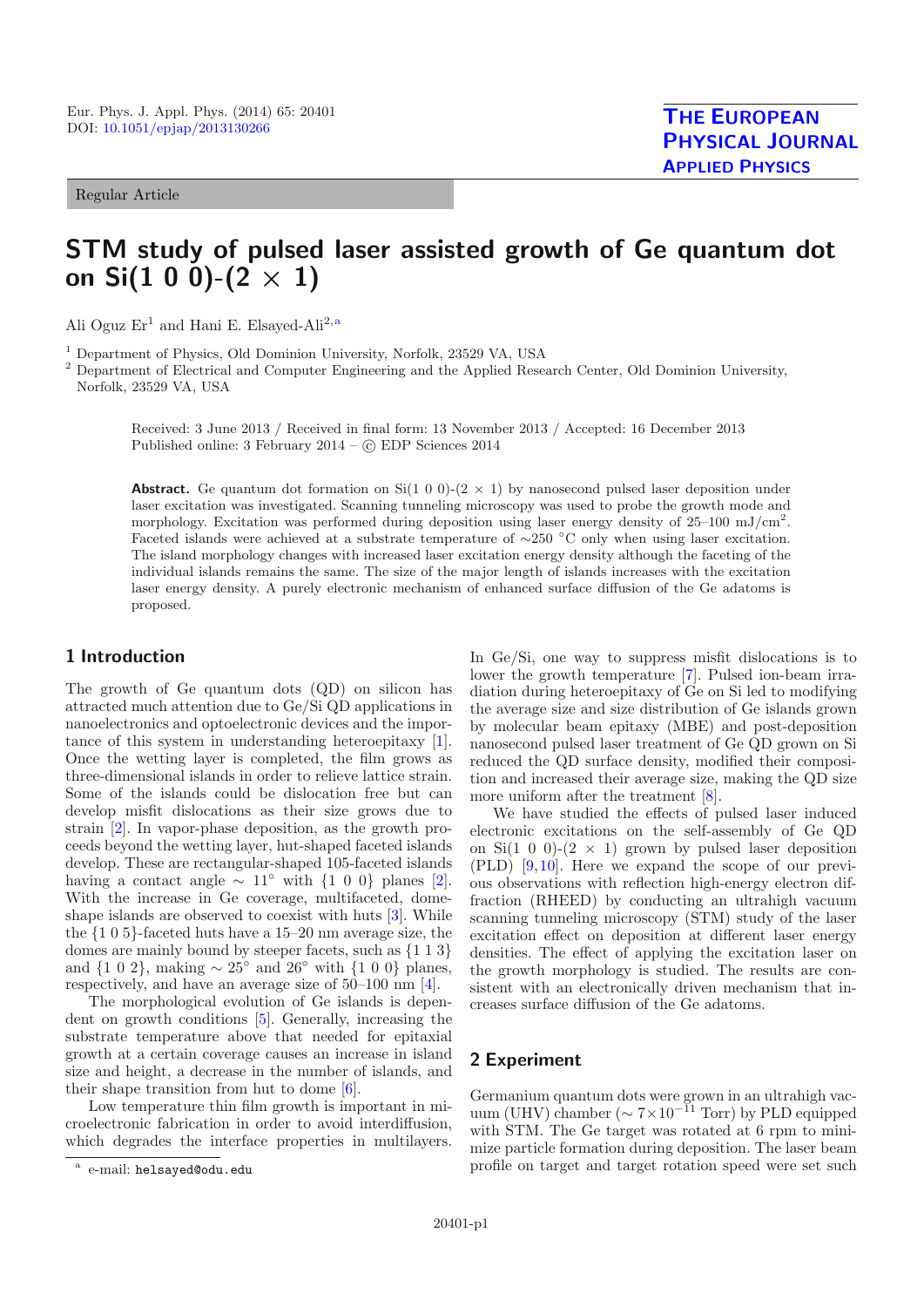Regular Article

# STM study of pulsed laser assisted growth of Ge quantum dot on Si(1 0 0)-(2 × 1)

Ali Oguz Er[1] and Hani E. Elsayed-Ali[2,a]

[1] Department of Physics, Old Dominion University, Norfolk, 23529 VA, USA
[2] Department of Electrical and Computer Engineering and the Applied Research Center, Old Dominion University, Norfolk, 23529 VA, USA

Received: 3 June 2013 / Received in final form: 13 November 2013 / Accepted: 16 December 2013
Published online: 3 February 2014 – © EDP Sciences 2014

**Abstract.** Ge quantum dot formation on Si(1 0 0)-(2 × 1) by nanosecond pulsed laser deposition under laser excitation was investigated. Scanning tunneling microscopy was used to probe the growth mode and morphology. Excitation was performed during deposition using laser energy density of 25–100 mJ/cm$^2$. Faceted islands were achieved at a substrate temperature of ∼250 °C only when using laser excitation. The island morphology changes with increased laser excitation energy density although the faceting of the individual islands remains the same. The size of the major length of islands increases with the excitation laser energy density. A purely electronic mechanism of enhanced surface diffusion of the Ge adatoms is proposed.

## 1 Introduction

The growth of Ge quantum dots (QD) on silicon has attracted much attention due to Ge/Si QD applications in nanoelectronics and optoelectronic devices and the importance of this system in understanding heteroepitaxy [1]. Once the wetting layer is completed, the film grows as three-dimensional islands in order to relieve lattice strain. Some of the islands could be dislocation free but can develop misfit dislocations as their size grows due to strain [2]. In vapor-phase deposition, as the growth proceeds beyond the wetting layer, hut-shaped faceted islands develop. These are rectangular-shaped 105-faceted islands having a contact angle ∼ 11° with {1 0 0} planes [2]. With the increase in Ge coverage, multifaceted, dome-shape islands are observed to coexist with huts [3]. While the {1 0 5}-faceted huts have a 15–20 nm average size, the domes are mainly bound by steeper facets, such as {1 1 3} and {1 0 2}, making ∼ 25° and 26° with {1 0 0} planes, respectively, and have an average size of 50–100 nm [4].

The morphological evolution of Ge islands is dependent on growth conditions [5]. Generally, increasing the substrate temperature above that needed for epitaxial growth at a certain coverage causes an increase in island size and height, a decrease in the number of islands, and their shape transition from hut to dome [6].

Low temperature thin film growth is important in microelectronic fabrication in order to avoid interdiffusion, which degrades the interface properties in multilayers. In Ge/Si, one way to suppress misfit dislocations is to lower the growth temperature [7]. Pulsed ion-beam irradiation during heteroepitaxy of Ge on Si led to modifying the average size and size distribution of Ge islands grown by molecular beam epitaxy (MBE) and post-deposition nanosecond pulsed laser treatment of Ge QD grown on Si reduced the QD surface density, modified their composition and increased their average size, making the QD size more uniform after the treatment [8].

We have studied the effects of pulsed laser induced electronic excitations on the self-assembly of Ge QD on Si(1 0 0)-(2 × 1) grown by pulsed laser deposition (PLD) [9,10]. Here we expand the scope of our previous observations with reflection high-energy electron diffraction (RHEED) by conducting an ultrahigh vacuum scanning tunneling microscopy (STM) study of the laser excitation effect on deposition at different laser energy densities. The effect of applying the excitation laser on the growth morphology is studied. The results are consistent with an electronically driven mechanism that increases surface diffusion of the Ge adatoms.

## 2 Experiment

Germanium quantum dots were grown in an ultrahigh vacuum (UHV) chamber (∼ 7×10$^{-11}$ Torr) by PLD equipped with STM. The Ge target was rotated at 6 rpm to minimize particle formation during deposition. The laser beam profile on target and target rotation speed were set such

[a] e-mail: helsayed@odu.edu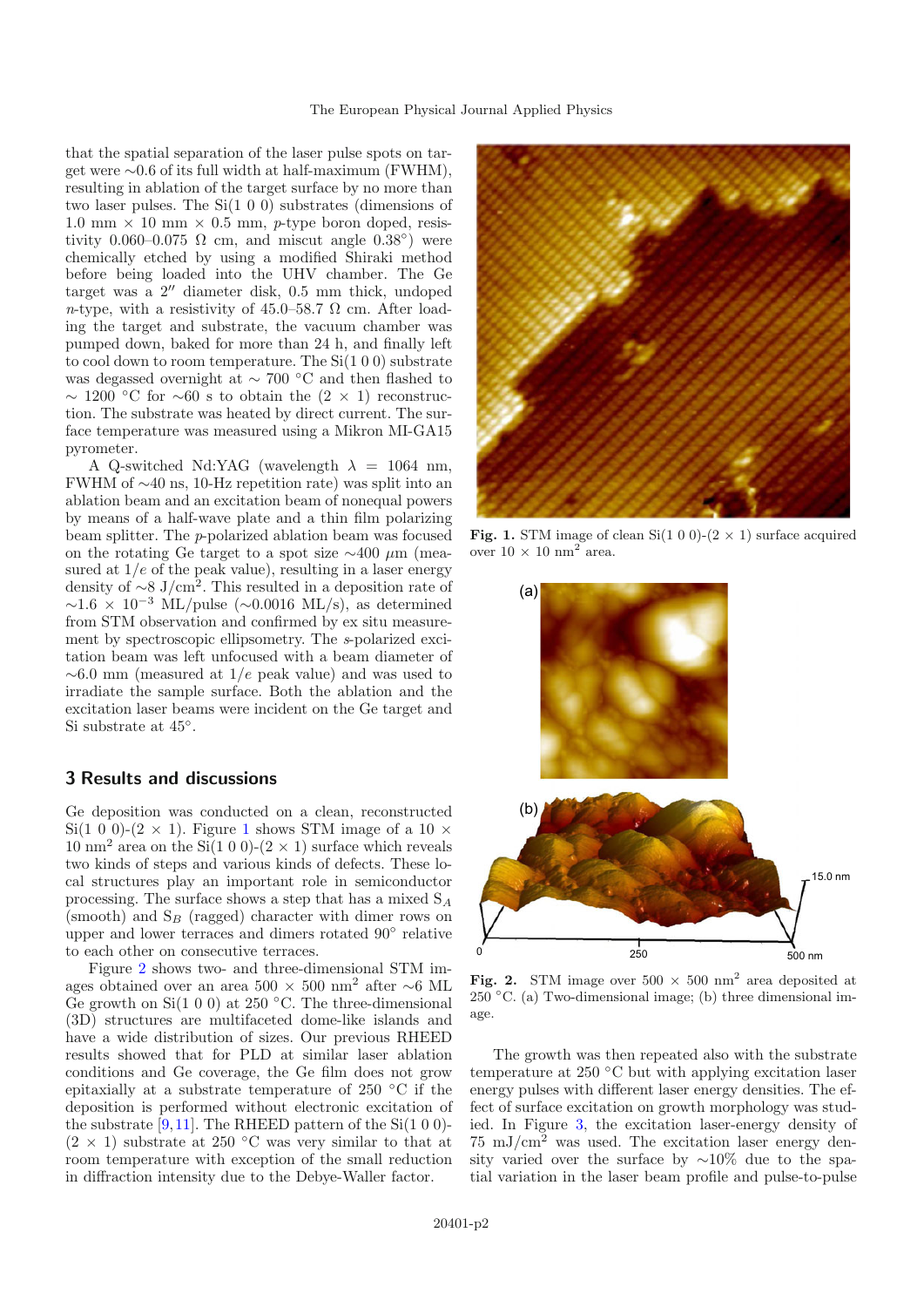that the spatial separation of the laser pulse spots on target were ∼0.6 of its full width at half-maximum (FWHM), resulting in ablation of the target surface by no more than two laser pulses. The Si(1 0 0) substrates (dimensions of 1.0 mm × 10 mm × 0.5 mm, *p*-type boron doped, resistivity 0.060–0.075 Ω cm, and miscut angle 0.38°) were chemically etched by using a modified Shiraki method before being loaded into the UHV chamber. The Ge target was a 2″ diameter disk, 0.5 mm thick, undoped *n*-type, with a resistivity of 45.0–58.7 Ω cm. After loading the target and substrate, the vacuum chamber was pumped down, baked for more than 24 h, and finally left to cool down to room temperature. The Si(1 0 0) substrate was degassed overnight at ∼ 700 °C and then flashed to ∼ 1200 °C for ∼60 s to obtain the (2 × 1) reconstruction. The substrate was heated by direct current. The surface temperature was measured using a Mikron MI-GA15 pyrometer.

A Q-switched Nd:YAG (wavelength $\lambda = 1064$ nm, FWHM of ∼40 ns, 10-Hz repetition rate) was split into an ablation beam and an excitation beam of nonequal powers by means of a half-wave plate and a thin film polarizing beam splitter. The *p*-polarized ablation beam was focused on the rotating Ge target to a spot size ∼400 $\mu$m (measured at $1/e$ of the peak value), resulting in a laser energy density of ∼8 J/cm$^2$. This resulted in a deposition rate of $\sim 1.6 \times 10^{-3}$ ML/pulse (∼0.0016 ML/s), as determined from STM observation and confirmed by ex situ measurement by spectroscopic ellipsometry. The *s*-polarized excitation beam was left unfocused with a beam diameter of ∼6.0 mm (measured at $1/e$ peak value) and was used to irradiate the sample surface. Both the ablation and the excitation laser beams were incident on the Ge target and Si substrate at 45°.

## 3 Results and discussions

Ge deposition was conducted on a clean, reconstructed Si(1 0 0)-(2 × 1). Figure 1 shows STM image of a 10 × 10 nm$^2$ area on the Si(1 0 0)-(2 × 1) surface which reveals two kinds of steps and various kinds of defects. These local structures play an important role in semiconductor processing. The surface shows a step that has a mixed $S_A$ (smooth) and $S_B$ (ragged) character with dimer rows on upper and lower terraces and dimers rotated 90° relative to each other on consecutive terraces.

Fig. 1. STM image of clean Si(1 0 0)-(2 × 1) surface acquired over 10 × 10 nm$^2$ area.

Figure 2 shows two- and three-dimensional STM images obtained over an area 500 × 500 nm$^2$ after ∼6 ML Ge growth on Si(1 0 0) at 250 °C. The three-dimensional (3D) structures are multifaceted dome-like islands and have a wide distribution of sizes. Our previous RHEED results showed that for PLD at similar laser ablation conditions and Ge coverage, the Ge film does not grow epitaxially at a substrate temperature of 250 °C if the deposition is performed without electronic excitation of the substrate [9,11]. The RHEED pattern of the Si(1 0 0)-(2 × 1) substrate at 250 °C was very similar to that at room temperature with exception of the small reduction in diffraction intensity due to the Debye-Waller factor.

Fig. 2. STM image over 500 × 500 nm$^2$ area deposited at 250 °C. (a) Two-dimensional image; (b) three dimensional image.

The growth was then repeated also with the substrate temperature at 250 °C but with applying excitation laser energy pulses with different laser energy densities. The effect of surface excitation on growth morphology was studied. In Figure 3, the excitation laser-energy density of 75 mJ/cm$^2$ was used. The excitation laser energy density varied over the surface by ∼10% due to the spatial variation in the laser beam profile and pulse-to-pulse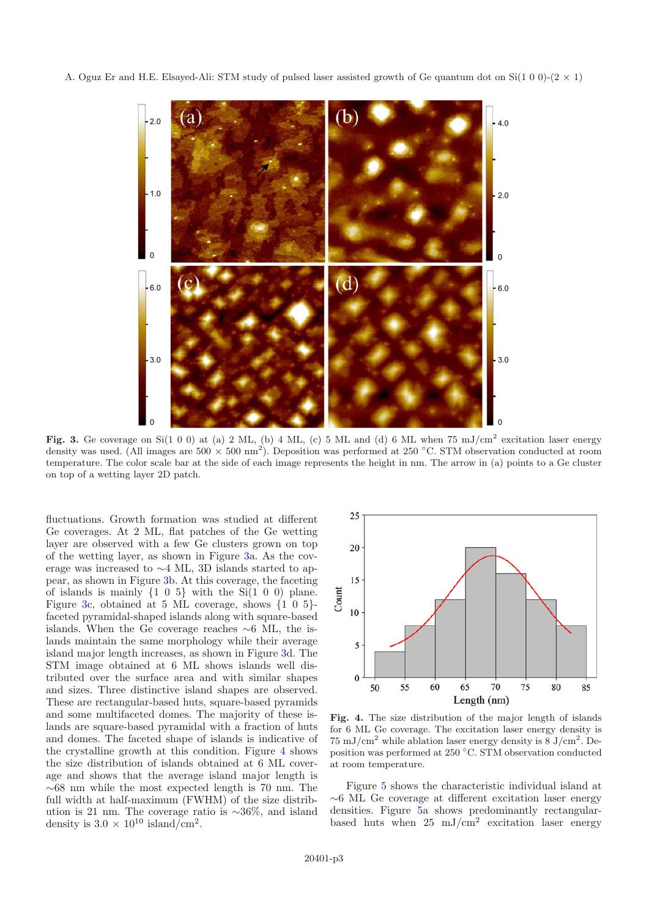**Fig. 3.** Ge coverage on Si(1 0 0) at (a) 2 ML, (b) 4 ML, (c) 5 ML and (d) 6 ML when 75 mJ/cm$^2$ excitation laser energy density was used. (All images are 500 × 500 nm$^2$). Deposition was performed at 250 °C. STM observation conducted at room temperature. The color scale bar at the side of each image represents the height in nm. The arrow in (a) points to a Ge cluster on top of a wetting layer 2D patch.

fluctuations. Growth formation was studied at different Ge coverages. At 2 ML, flat patches of the Ge wetting layer are observed with a few Ge clusters grown on top of the wetting layer, as shown in Figure 3a. As the coverage was increased to ∼4 ML, 3D islands started to appear, as shown in Figure 3b. At this coverage, the faceting of islands is mainly {1 0 5} with the Si(1 0 0) plane. Figure 3c, obtained at 5 ML coverage, shows {1 0 5}-faceted pyramidal-shaped islands along with square-based islands. When the Ge coverage reaches ∼6 ML, the islands maintain the same morphology while their average island major length increases, as shown in Figure 3d. The STM image obtained at 6 ML shows islands well distributed over the surface area and with similar shapes and sizes. Three distinctive island shapes are observed. These are rectangular-based huts, square-based pyramids and some multifaceted domes. The majority of these islands are square-based pyramidal with a fraction of huts and domes. The faceted shape of islands is indicative of the crystalline growth at this condition. Figure 4 shows the size distribution of islands obtained at 6 ML coverage and shows that the average island major length is ∼68 nm while the most expected length is 70 nm. The full width at half-maximum (FWHM) of the size distribution is 21 nm. The coverage ratio is ∼36%, and island density is 3.0 × 10$^{10}$ island/cm$^2$.

**Fig. 4.** The size distribution of the major length of islands for 6 ML Ge coverage. The excitation laser energy density is 75 mJ/cm$^2$ while ablation laser energy density is 8 J/cm$^2$. Deposition was performed at 250 °C. STM observation conducted at room temperature.

Figure 5 shows the characteristic individual island at ∼6 ML Ge coverage at different excitation laser energy densities. Figure 5a shows predominantly rectangular-based huts when 25 mJ/cm$^2$ excitation laser energy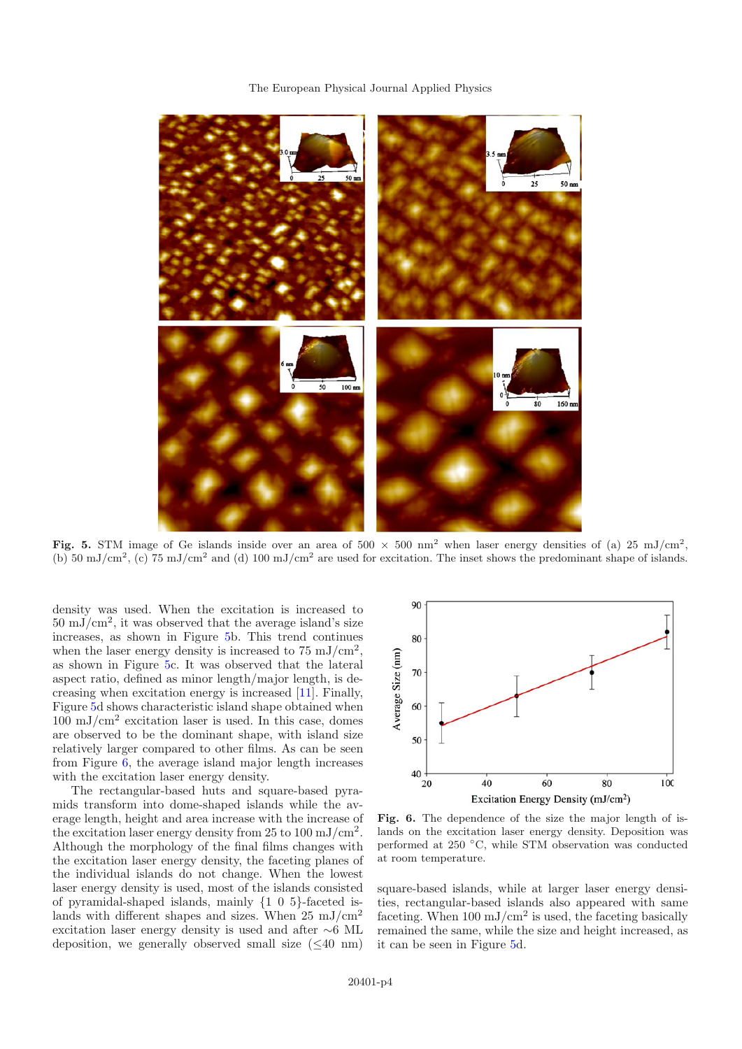Fig. 5. STM image of Ge islands inside over an area of 500 × 500 nm$^2$ when laser energy densities of (a) 25 mJ/cm$^2$, (b) 50 mJ/cm$^2$, (c) 75 mJ/cm$^2$ and (d) 100 mJ/cm$^2$ are used for excitation. The inset shows the predominant shape of islands.

density was used. When the excitation is increased to 50 mJ/cm$^2$, it was observed that the average island's size increases, as shown in Figure 5b. This trend continues when the laser energy density is increased to 75 mJ/cm$^2$, as shown in Figure 5c. It was observed that the lateral aspect ratio, defined as minor length/major length, is decreasing when excitation energy is increased [11]. Finally, Figure 5d shows characteristic island shape obtained when 100 mJ/cm$^2$ excitation laser is used. In this case, domes are observed to be the dominant shape, with island size relatively larger compared to other films. As can be seen from Figure 6, the average island major length increases with the excitation laser energy density.

The rectangular-based huts and square-based pyramids transform into dome-shaped islands while the average length, height and area increase with the increase of the excitation laser energy density from 25 to 100 mJ/cm$^2$. Although the morphology of the final films changes with the excitation laser energy density, the faceting planes of the individual islands do not change. When the lowest laser energy density is used, most of the islands consisted of pyramidal-shaped islands, mainly {1 0 5}-faceted islands with different shapes and sizes. When 25 mJ/cm$^2$ excitation laser energy density is used and after ∼6 ML deposition, we generally observed small size (≤40 nm) square-based islands, while at larger laser energy densities, rectangular-based islands also appeared with same faceting. When 100 mJ/cm$^2$ is used, the faceting basically remained the same, while the size and height increased, as it can be seen from Figure 5d.

Fig. 6. The dependence of the size the major length of islands on the excitation laser energy density. Deposition was performed at 250 °C, while STM observation was conducted at room temperature.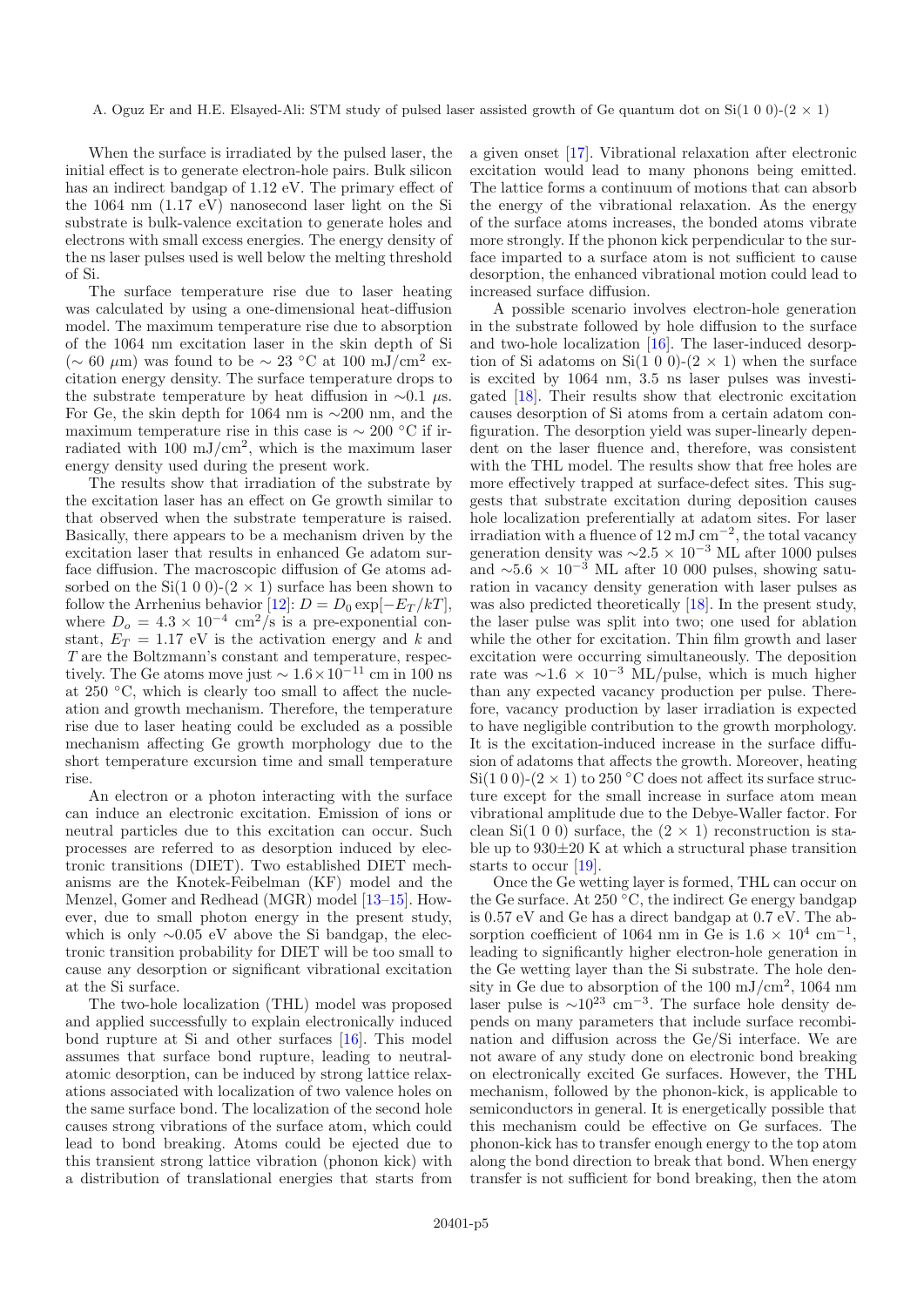When the surface is irradiated by the pulsed laser, the initial effect is to generate electron-hole pairs. Bulk silicon has an indirect bandgap of 1.12 eV. The primary effect of the 1064 nm (1.17 eV) nanosecond laser light on the Si substrate is bulk-valence excitation to generate holes and electrons with small excess energies. The energy density of the ns laser pulses used is well below the melting threshold of Si.

The surface temperature rise due to laser heating was calculated by using a one-dimensional heat-diffusion model. The maximum temperature rise due to absorption of the 1064 nm excitation laser in the skin depth of Si ($\sim 60\ \mu$m) was found to be $\sim 23\ ^\circ$C at 100 mJ/cm$^2$ excitation energy density. The surface temperature drops to the substrate temperature by heat diffusion in $\sim 0.1\ \mu$s. For Ge, the skin depth for 1064 nm is $\sim$200 nm, and the maximum temperature rise in this case is $\sim 200\ ^\circ$C if irradiated with 100 mJ/cm$^2$, which is the maximum laser energy density used during the present work.

The results show that irradiation of the substrate by the excitation laser has an effect on Ge growth similar to that observed when the substrate temperature is raised. Basically, there appears to be a mechanism driven by the excitation laser that results in enhanced Ge adatom surface diffusion. The macroscopic diffusion of Ge atoms adsorbed on the Si(1 0 0)-(2 × 1) surface has been shown to follow the Arrhenius behavior [12]: $D = D_0 \exp[-E_T/kT]$, where $D_o = 4.3 \times 10^{-4}$ cm$^2$/s is a pre-exponential constant, $E_T = 1.17$ eV is the activation energy and $k$ and $T$ are the Boltzmann's constant and temperature, respectively. The Ge atoms move just $\sim 1.6 \times 10^{-11}$ cm in 100 ns at 250 °C, which is clearly too small to affect the nucleation and growth mechanism. Therefore, the temperature rise due to laser heating could be excluded as a possible mechanism affecting Ge growth morphology due to the short temperature excursion time and small temperature rise.

An electron or a photon interacting with the surface can induce an electronic excitation. Emission of ions or neutral particles due to this excitation can occur. Such processes are referred to as desorption induced by electronic transitions (DIET). Two established DIET mechanisms are the Knotek-Feibelman (KF) model and the Menzel, Gomer and Redhead (MGR) model [13–15]. However, due to small photon energy in the present study, which is only $\sim$0.05 eV above the Si bandgap, the electronic transition probability for DIET will be too small to cause any desorption or significant vibrational excitation at the Si surface.

The two-hole localization (THL) model was proposed and applied successfully to explain electronically induced bond rupture at Si and other surfaces [16]. This model assumes that surface bond rupture, leading to neutral-atomic desorption, can be induced by strong lattice relaxations associated with localization of two valence holes on the same surface bond. The localization of the second hole causes strong vibrations of the surface atom, which could lead to bond breaking. Atoms could be ejected due to this transient strong lattice vibration (phonon kick) with a distribution of translational energies that starts from a given onset [17]. Vibrational relaxation after electronic excitation would lead to many phonons being emitted. The lattice forms a continuum of motions that can absorb the energy of the vibrational relaxation. As the energy of the surface atoms increases, the bonded atoms vibrate more strongly. If the phonon kick perpendicular to the surface imparted to a surface atom is not sufficient to cause desorption, the enhanced vibrational motion could lead to increased surface diffusion.

A possible scenario involves electron-hole generation in the substrate followed by hole diffusion to the surface and two-hole localization [16]. The laser-induced desorption of Si adatoms on Si(1 0 0)-(2 × 1) when the surface is excited by 1064 nm, 3.5 ns laser pulses was investigated [18]. Their results show that electronic excitation causes desorption of Si atoms from a certain adatom configuration. The desorption yield was super-linearly dependent on the laser fluence and, therefore, was consistent with the THL model. The results show that free holes are more effectively trapped at surface-defect sites. This suggests that substrate excitation during deposition causes hole localization preferentially at adatom sites. For laser irradiation with a fluence of 12 mJ cm$^{-2}$, the total vacancy generation density was $\sim 2.5 \times 10^{-3}$ ML after 1000 pulses and $\sim 5.6 \times 10^{-3}$ ML after 10 000 pulses, showing saturation in vacancy density generation with laser pulses as was also predicted theoretically [18]. In the present study, the laser pulse was split into two; one used for ablation while the other for excitation. Thin film growth and laser excitation were occurring simultaneously. The deposition rate was $\sim 1.6 \times 10^{-3}$ ML/pulse, which is much higher than any expected vacancy production per pulse. Therefore, vacancy production by laser irradiation is expected to have negligible contribution to the growth morphology. It is the excitation-induced increase in the surface diffusion of adatoms that affects the growth. Moreover, heating Si(1 0 0)-(2 × 1) to 250 °C does not affect its surface structure except for the small increase in surface atom mean vibrational amplitude due to the Debye-Waller factor. For clean Si(1 0 0) surface, the (2 × 1) reconstruction is stable up to 930±20 K at which a structural phase transition starts to occur [19].

Once the Ge wetting layer is formed, THL can occur on the Ge surface. At 250 °C, the indirect Ge energy bandgap is 0.57 eV and Ge has a direct bandgap at 0.7 eV. The absorption coefficient of 1064 nm in Ge is $1.6 \times 10^4$ cm$^{-1}$, leading to significantly higher electron-hole generation in the Ge wetting layer than the Si substrate. The hole density in Ge due to absorption of the 100 mJ/cm$^2$, 1064 nm laser pulse is $\sim 10^{23}$ cm$^{-3}$. The surface hole density depends on many parameters that include surface recombination and diffusion across the Ge/Si interface. We are not aware of any study done on electronic bond breaking on electronically excited Ge surfaces. However, the THL mechanism, followed by the phonon-kick, is applicable to semiconductors in general. It is energetically possible that this mechanism could be effective on Ge surfaces. The phonon-kick has to transfer enough energy to the top atom along the bond direction to break that bond. When energy transfer is not sufficient for bond breaking, then the atom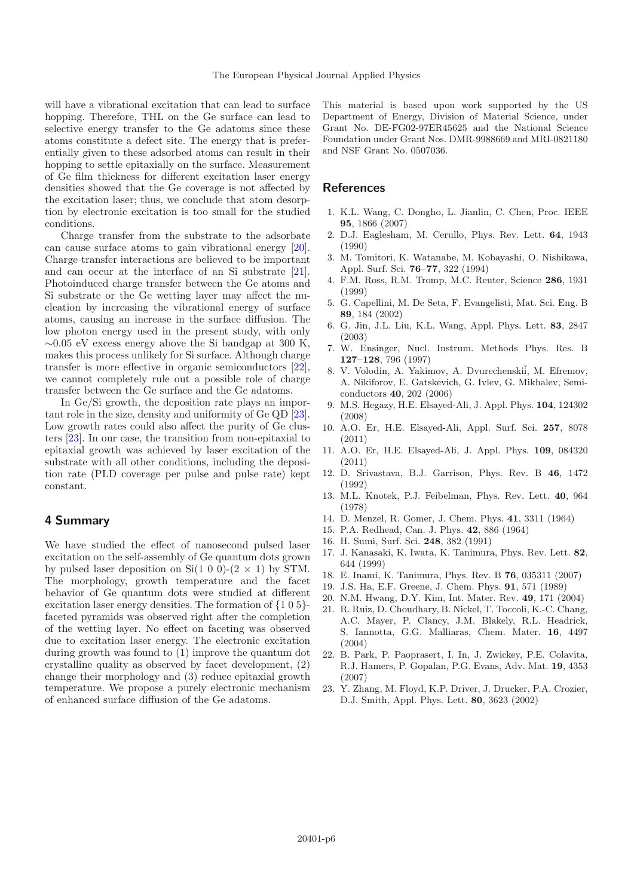will have a vibrational excitation that can lead to surface hopping. Therefore, THL on the Ge surface can lead to selective energy transfer to the Ge adatoms since these atoms constitute a defect site. The energy that is preferentially given to these adsorbed atoms can result in their hopping to settle epitaxially on the surface. Measurement of Ge film thickness for different excitation laser energy densities showed that the Ge coverage is not affected by the excitation laser; thus, we conclude that atom desorption by electronic excitation is too small for the studied conditions.

Charge transfer from the substrate to the adsorbate can cause surface atoms to gain vibrational energy [20]. Charge transfer interactions are believed to be important and can occur at the interface of an Si substrate [21]. Photoinduced charge transfer between the Ge atoms and Si substrate or the Ge wetting layer may affect the nucleation by increasing the vibrational energy of surface atoms, causing an increase in the surface diffusion. The low photon energy used in the present study, with only $\sim$0.05 eV excess energy above the Si bandgap at 300 K, makes this process unlikely for Si surface. Although charge transfer is more effective in organic semiconductors [22], we cannot completely rule out a possible role of charge transfer between the Ge surface and the Ge adatoms.

In Ge/Si growth, the deposition rate plays an important role in the size, density and uniformity of Ge QD [23]. Low growth rates could also affect the purity of Ge clusters [23]. In our case, the transition from non-epitaxial to epitaxial growth was achieved by laser excitation of the substrate with all other conditions, including the deposition rate (PLD coverage per pulse and pulse rate) kept constant.

## 4 Summary

We have studied the effect of nanosecond pulsed laser excitation on the self-assembly of Ge quantum dots grown by pulsed laser deposition on Si(1 0 0)-(2 $\times$ 1) by STM. The morphology, growth temperature and the facet behavior of Ge quantum dots were studied at different excitation laser energy densities. The formation of {1 0 5}-faceted pyramids was observed right after the completion of the wetting layer. No effect on faceting was observed due to excitation laser energy. The electronic excitation during growth was found to (1) improve the quantum dot crystalline quality as observed by facet development, (2) change their morphology and (3) reduce epitaxial growth temperature. We propose a purely electronic mechanism of enhanced surface diffusion of the Ge adatoms.

This material is based upon work supported by the US Department of Energy, Division of Material Science, under Grant No. DE-FG02-97ER45625 and the National Science Foundation under Grant Nos. DMR-9988669 and MRI-0821180 and NSF Grant No. 0507036.

## References

1. K.L. Wang, C. Dongho, L. Jianlin, C. Chen, Proc. IEEE **95**, 1866 (2007)
2. D.J. Eaglesham, M. Cerullo, Phys. Rev. Lett. **64**, 1943 (1990)
3. M. Tomitori, K. Watanabe, M. Kobayashi, O. Nishikawa, Appl. Surf. Sci. **76–77**, 322 (1994)
4. F.M. Ross, R.M. Tromp, M.C. Reuter, Science **286**, 1931 (1999)
5. G. Capellini, M. De Seta, F. Evangelisti, Mat. Sci. Eng. B **89**, 184 (2002)
6. G. Jin, J.L. Liu, K.L. Wang, Appl. Phys. Lett. **83**, 2847 (2003)
7. W. Ensinger, Nucl. Instrum. Methods Phys. Res. B **127–128**, 796 (1997)
8. V. Volodin, A. Yakimov, A. Dvurechenskiǐ, M. Efremov, A. Nikiforov, E. Gatskevich, G. Ivlev, G. Mikhalev, Semiconductors **40**, 202 (2006)
9. M.S. Hegazy, H.E. Elsayed-Ali, J. Appl. Phys. **104**, 124302 (2008)
10. A.O. Er, H.E. Elsayed-Ali, Appl. Surf. Sci. **257**, 8078 (2011)
11. A.O. Er, H.E. Elsayed-Ali, J. Appl. Phys. **109**, 084320 (2011)
12. D. Srivastava, B.J. Garrison, Phys. Rev. B **46**, 1472 (1992)
13. M.L. Knotek, P.J. Feibelman, Phys. Rev. Lett. **40**, 964 (1978)
14. D. Menzel, R. Gomer, J. Chem. Phys. **41**, 3311 (1964)
15. P.A. Redhead, Can. J. Phys. **42**, 886 (1964)
16. H. Sumi, Surf. Sci. **248**, 382 (1991)
17. J. Kanasaki, K. Iwata, K. Tanimura, Phys. Rev. Lett. **82**, 644 (1999)
18. E. Inami, K. Tanimura, Phys. Rev. B **76**, 035311 (2007)
19. J.S. Ha, E.F. Greene, J. Chem. Phys. **91**, 571 (1989)
20. N.M. Hwang, D.Y. Kim, Int. Mater. Rev. **49**, 171 (2004)
21. R. Ruiz, D. Choudhary, B. Nickel, T. Toccoli, K.-C. Chang, A.C. Mayer, P. Clancy, J.M. Blakely, R.L. Headrick, S. Iannotta, G.G. Malliaras, Chem. Mater. **16**, 4497 (2004)
22. B. Park, P. Paoprasert, I. In, J. Zwickey, P.E. Colavita, R.J. Hamers, P. Gopalan, P.G. Evans, Adv. Mat. **19**, 4353 (2007)
23. Y. Zhang, M. Floyd, K.P. Driver, J. Drucker, P.A. Crozier, D.J. Smith, Appl. Phys. Lett. **80**, 3623 (2002)